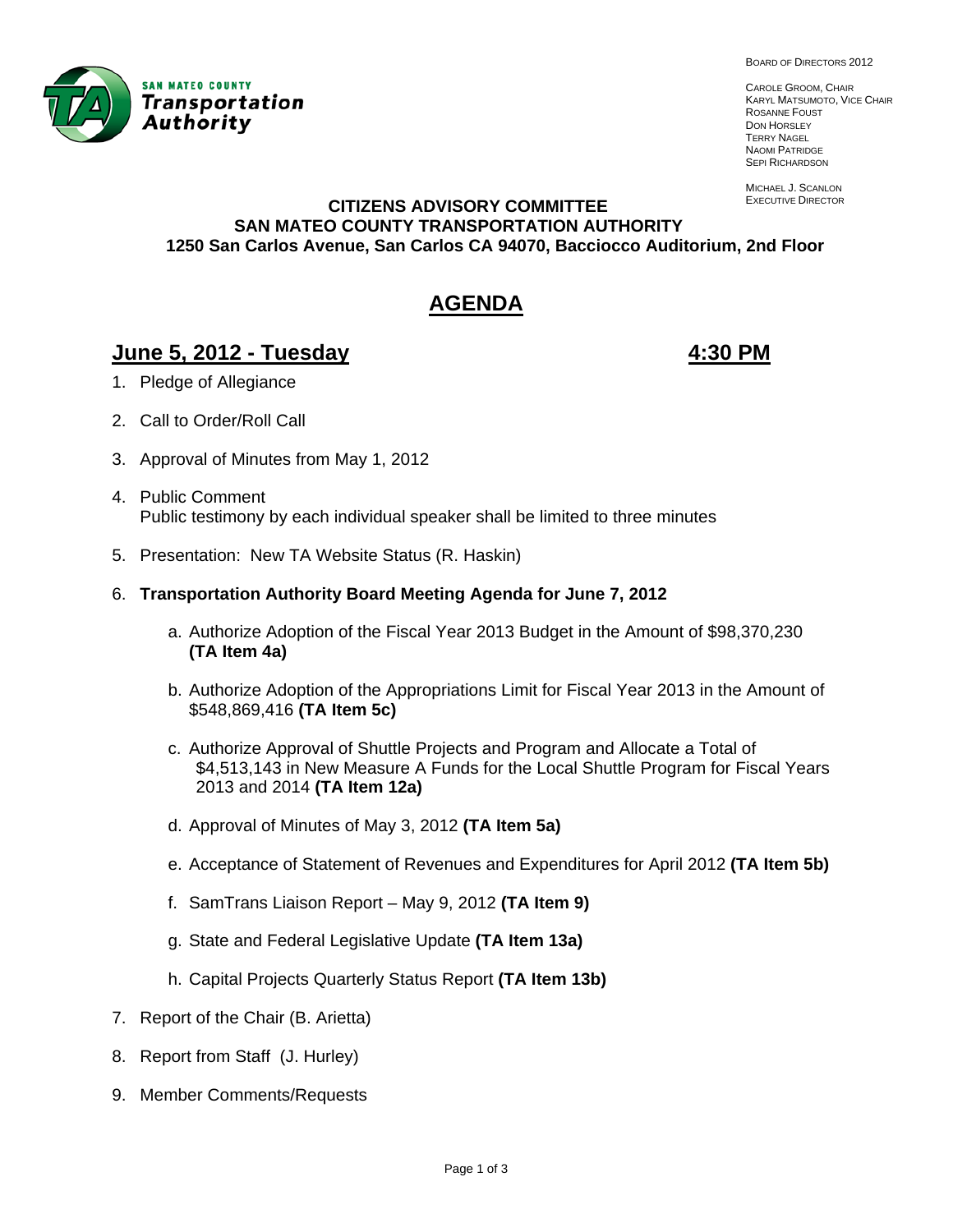SAN MATEO COUNTY
**Transportation Authority**

BOARD OF DIRECTORS 2012

CAROLE GROOM, CHAIR
KARYL MATSUMOTO, VICE CHAIR
ROSANNE FOUST
DON HORSLEY
TERRY NAGEL
NAOMI PATRIDGE
SEPI RICHARDSON

MICHAEL J. SCANLON
EXECUTIVE DIRECTOR

**CITIZENS ADVISORY COMMITTEE**
**SAN MATEO COUNTY TRANSPORTATION AUTHORITY**
**1250 San Carlos Avenue, San Carlos CA 94070, Bacciocco Auditorium, 2nd Floor**

# AGENDA

## June 5, 2012 - Tuesday 4:30 PM

1. Pledge of Allegiance

2. Call to Order/Roll Call

3. Approval of Minutes from May 1, 2012

4. Public Comment
   Public testimony by each individual speaker shall be limited to three minutes

5. Presentation: New TA Website Status (R. Haskin)

6. **Transportation Authority Board Meeting Agenda for June 7, 2012**

   a. Authorize Adoption of the Fiscal Year 2013 Budget in the Amount of $98,370,230 **(TA Item 4a)**

   b. Authorize Adoption of the Appropriations Limit for Fiscal Year 2013 in the Amount of $548,869,416 **(TA Item 5c)**

   c. Authorize Approval of Shuttle Projects and Program and Allocate a Total of $4,513,143 in New Measure A Funds for the Local Shuttle Program for Fiscal Years 2013 and 2014 **(TA Item 12a)**

   d. Approval of Minutes of May 3, 2012 **(TA Item 5a)**

   e. Acceptance of Statement of Revenues and Expenditures for April 2012 **(TA Item 5b)**

   f. SamTrans Liaison Report – May 9, 2012 **(TA Item 9)**

   g. State and Federal Legislative Update **(TA Item 13a)**

   h. Capital Projects Quarterly Status Report **(TA Item 13b)**

7. Report of the Chair (B. Arietta)

8. Report from Staff (J. Hurley)

9. Member Comments/Requests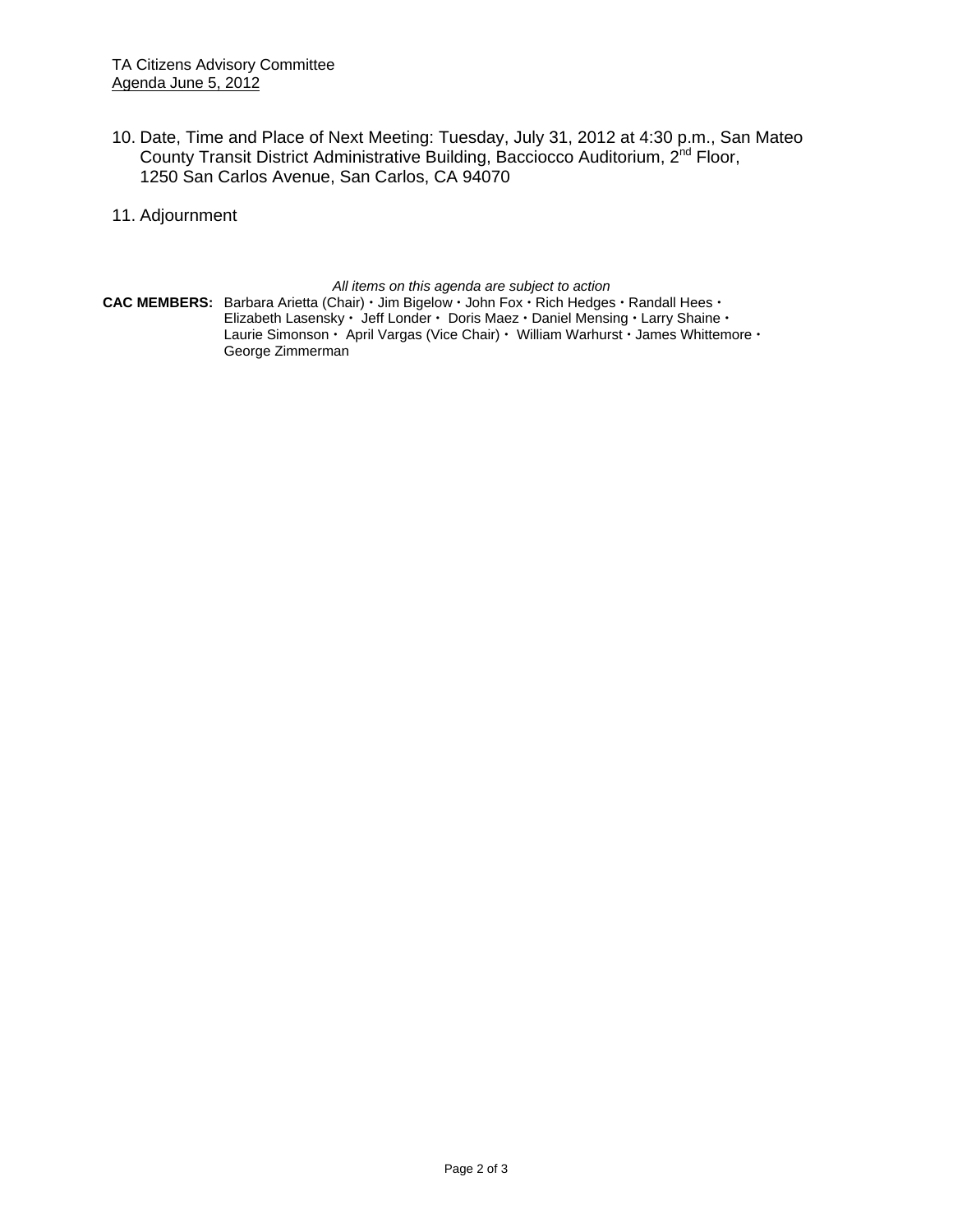10. Date, Time and Place of Next Meeting: Tuesday, July 31, 2012 at 4:30 p.m., San Mateo County Transit District Administrative Building, Bacciocco Auditorium, 2nd Floor, 1250 San Carlos Avenue, San Carlos, CA 94070

11. Adjournment

*All items on this agenda are subject to action*

**CAC MEMBERS:** Barbara Arietta (Chair) • Jim Bigelow • John Fox • Rich Hedges • Randall Hees • Elizabeth Lasensky • Jeff Londer • Doris Maez • Daniel Mensing • Larry Shaine • Laurie Simonson • April Vargas (Vice Chair) • William Warhurst • James Whittemore • George Zimmerman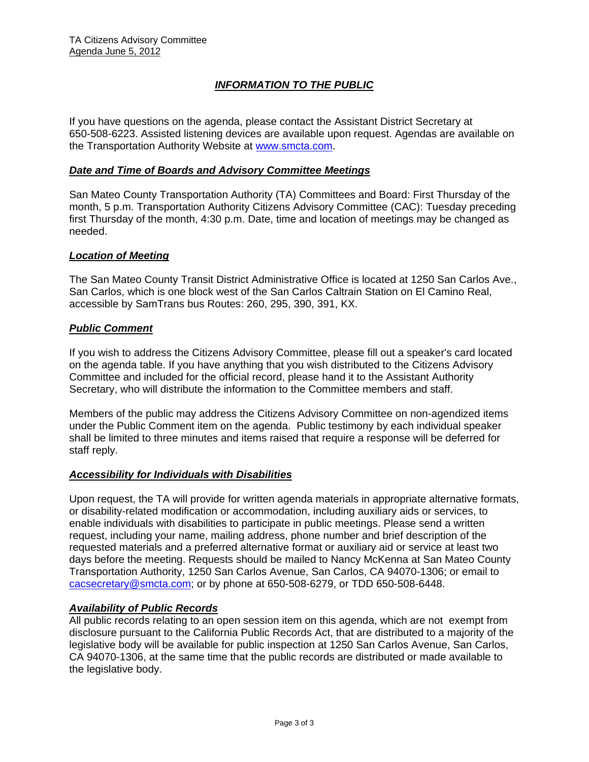TA Citizens Advisory Committee
Agenda June 5, 2012

## ***INFORMATION TO THE PUBLIC***

If you have questions on the agenda, please contact the Assistant District Secretary at 650-508-6223. Assisted listening devices are available upon request. Agendas are available on the Transportation Authority Website at www.smcta.com.

### ***Date and Time of Boards and Advisory Committee Meetings***

San Mateo County Transportation Authority (TA) Committees and Board: First Thursday of the month, 5 p.m. Transportation Authority Citizens Advisory Committee (CAC): Tuesday preceding first Thursday of the month, 4:30 p.m. Date, time and location of meetings may be changed as needed.

### ***Location of Meeting***

The San Mateo County Transit District Administrative Office is located at 1250 San Carlos Ave., San Carlos, which is one block west of the San Carlos Caltrain Station on El Camino Real, accessible by SamTrans bus Routes: 260, 295, 390, 391, KX.

### ***Public Comment***

If you wish to address the Citizens Advisory Committee, please fill out a speaker's card located on the agenda table. If you have anything that you wish distributed to the Citizens Advisory Committee and included for the official record, please hand it to the Assistant Authority Secretary, who will distribute the information to the Committee members and staff.

Members of the public may address the Citizens Advisory Committee on non-agendized items under the Public Comment item on the agenda. Public testimony by each individual speaker shall be limited to three minutes and items raised that require a response will be deferred for staff reply.

### ***Accessibility for Individuals with Disabilities***

Upon request, the TA will provide for written agenda materials in appropriate alternative formats, or disability-related modification or accommodation, including auxiliary aids or services, to enable individuals with disabilities to participate in public meetings. Please send a written request, including your name, mailing address, phone number and brief description of the requested materials and a preferred alternative format or auxiliary aid or service at least two days before the meeting. Requests should be mailed to Nancy McKenna at San Mateo County Transportation Authority, 1250 San Carlos Avenue, San Carlos, CA 94070-1306; or email to cacsecretary@smcta.com; or by phone at 650-508-6279, or TDD 650-508-6448.

### ***Availability of Public Records***

All public records relating to an open session item on this agenda, which are not exempt from disclosure pursuant to the California Public Records Act, that are distributed to a majority of the legislative body will be available for public inspection at 1250 San Carlos Avenue, San Carlos, CA 94070-1306, at the same time that the public records are distributed or made available to the legislative body.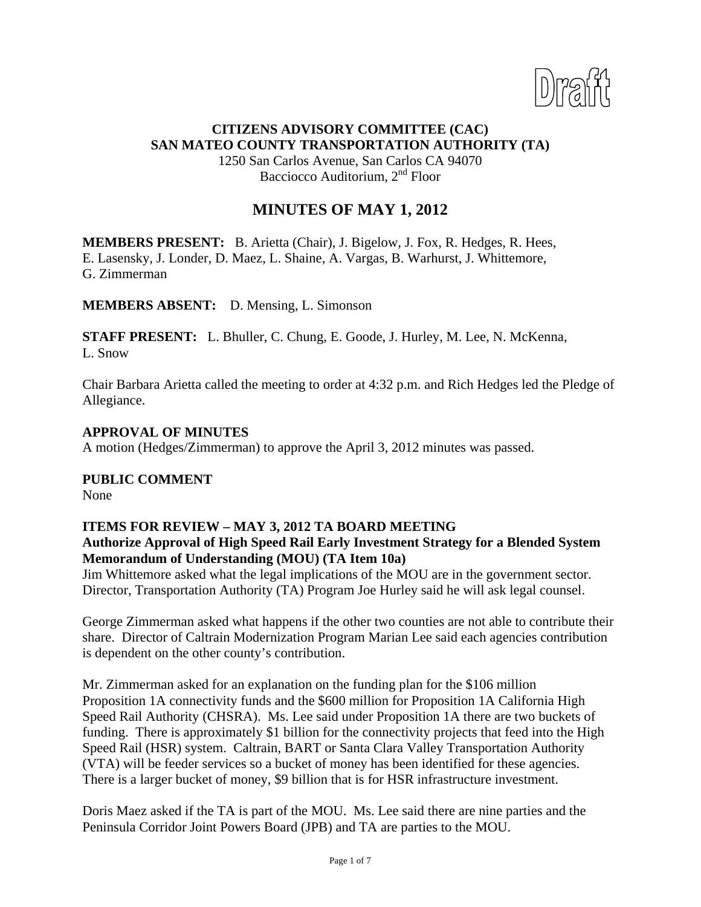Draft

**CITIZENS ADVISORY COMMITTEE (CAC)**
**SAN MATEO COUNTY TRANSPORTATION AUTHORITY (TA)**
1250 San Carlos Avenue, San Carlos CA 94070
Bacciocco Auditorium, 2nd Floor

# MINUTES OF MAY 1, 2012

**MEMBERS PRESENT:** B. Arietta (Chair), J. Bigelow, J. Fox, R. Hedges, R. Hees, E. Lasensky, J. Londer, D. Maez, L. Shaine, A. Vargas, B. Warhurst, J. Whittemore, G. Zimmerman

**MEMBERS ABSENT:** D. Mensing, L. Simonson

**STAFF PRESENT:** L. Bhuller, C. Chung, E. Goode, J. Hurley, M. Lee, N. McKenna, L. Snow

Chair Barbara Arietta called the meeting to order at 4:32 p.m. and Rich Hedges led the Pledge of Allegiance.

**APPROVAL OF MINUTES**

A motion (Hedges/Zimmerman) to approve the April 3, 2012 minutes was passed.

**PUBLIC COMMENT**

None

**ITEMS FOR REVIEW – MAY 3, 2012 TA BOARD MEETING**

**Authorize Approval of High Speed Rail Early Investment Strategy for a Blended System Memorandum of Understanding (MOU) (TA Item 10a)**

Jim Whittemore asked what the legal implications of the MOU are in the government sector. Director, Transportation Authority (TA) Program Joe Hurley said he will ask legal counsel.

George Zimmerman asked what happens if the other two counties are not able to contribute their share. Director of Caltrain Modernization Program Marian Lee said each agencies contribution is dependent on the other county's contribution.

Mr. Zimmerman asked for an explanation on the funding plan for the $106 million Proposition 1A connectivity funds and the $600 million for Proposition 1A California High Speed Rail Authority (CHSRA). Ms. Lee said under Proposition 1A there are two buckets of funding. There is approximately $1 billion for the connectivity projects that feed into the High Speed Rail (HSR) system. Caltrain, BART or Santa Clara Valley Transportation Authority (VTA) will be feeder services so a bucket of money has been identified for these agencies. There is a larger bucket of money, $9 billion that is for HSR infrastructure investment.

Doris Maez asked if the TA is part of the MOU. Ms. Lee said there are nine parties and the Peninsula Corridor Joint Powers Board (JPB) and TA are parties to the MOU.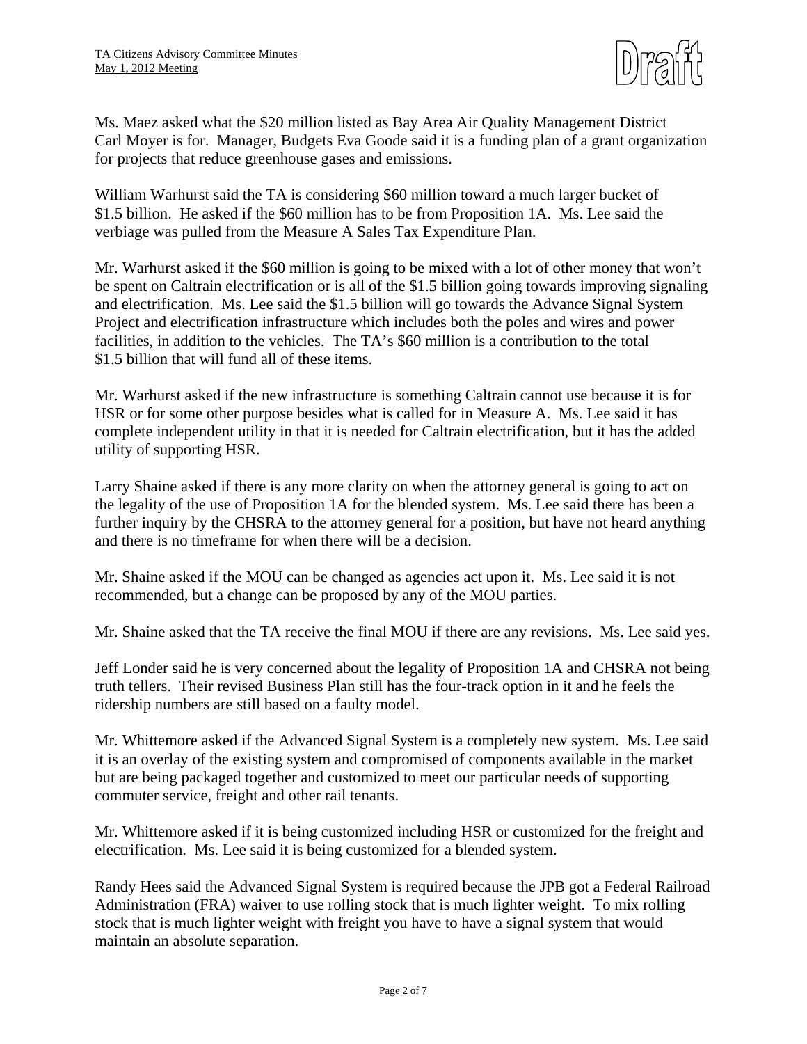Ms. Maez asked what the $20 million listed as Bay Area Air Quality Management District Carl Moyer is for. Manager, Budgets Eva Goode said it is a funding plan of a grant organization for projects that reduce greenhouse gases and emissions.

William Warhurst said the TA is considering $60 million toward a much larger bucket of $1.5 billion. He asked if the $60 million has to be from Proposition 1A. Ms. Lee said the verbiage was pulled from the Measure A Sales Tax Expenditure Plan.

Mr. Warhurst asked if the $60 million is going to be mixed with a lot of other money that won't be spent on Caltrain electrification or is all of the $1.5 billion going towards improving signaling and electrification. Ms. Lee said the $1.5 billion will go towards the Advance Signal System Project and electrification infrastructure which includes both the poles and wires and power facilities, in addition to the vehicles. The TA's $60 million is a contribution to the total $1.5 billion that will fund all of these items.

Mr. Warhurst asked if the new infrastructure is something Caltrain cannot use because it is for HSR or for some other purpose besides what is called for in Measure A. Ms. Lee said it has complete independent utility in that it is needed for Caltrain electrification, but it has the added utility of supporting HSR.

Larry Shaine asked if there is any more clarity on when the attorney general is going to act on the legality of the use of Proposition 1A for the blended system. Ms. Lee said there has been a further inquiry by the CHSRA to the attorney general for a position, but have not heard anything and there is no timeframe for when there will be a decision.

Mr. Shaine asked if the MOU can be changed as agencies act upon it. Ms. Lee said it is not recommended, but a change can be proposed by any of the MOU parties.

Mr. Shaine asked that the TA receive the final MOU if there are any revisions. Ms. Lee said yes.

Jeff Londer said he is very concerned about the legality of Proposition 1A and CHSRA not being truth tellers. Their revised Business Plan still has the four-track option in it and he feels the ridership numbers are still based on a faulty model.

Mr. Whittemore asked if the Advanced Signal System is a completely new system. Ms. Lee said it is an overlay of the existing system and compromised of components available in the market but are being packaged together and customized to meet our particular needs of supporting commuter service, freight and other rail tenants.

Mr. Whittemore asked if it is being customized including HSR or customized for the freight and electrification. Ms. Lee said it is being customized for a blended system.

Randy Hees said the Advanced Signal System is required because the JPB got a Federal Railroad Administration (FRA) waiver to use rolling stock that is much lighter weight. To mix rolling stock that is much lighter weight with freight you have to have a signal system that would maintain an absolute separation.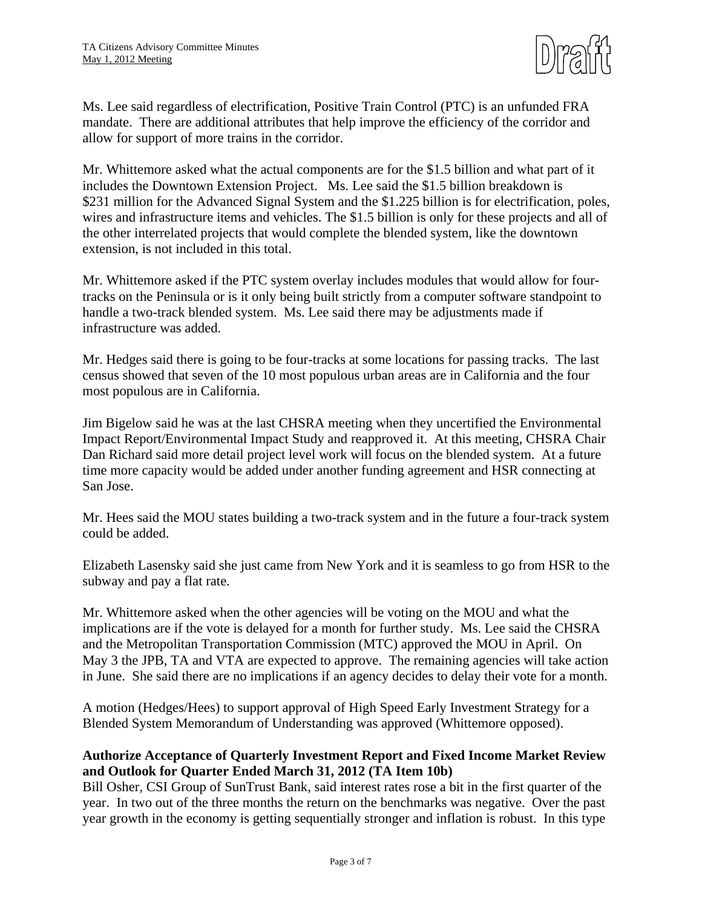Ms. Lee said regardless of electrification, Positive Train Control (PTC) is an unfunded FRA mandate. There are additional attributes that help improve the efficiency of the corridor and allow for support of more trains in the corridor.

Mr. Whittemore asked what the actual components are for the $1.5 billion and what part of it includes the Downtown Extension Project. Ms. Lee said the $1.5 billion breakdown is $231 million for the Advanced Signal System and the $1.225 billion is for electrification, poles, wires and infrastructure items and vehicles. The $1.5 billion is only for these projects and all of the other interrelated projects that would complete the blended system, like the downtown extension, is not included in this total.

Mr. Whittemore asked if the PTC system overlay includes modules that would allow for four-tracks on the Peninsula or is it only being built strictly from a computer software standpoint to handle a two-track blended system. Ms. Lee said there may be adjustments made if infrastructure was added.

Mr. Hedges said there is going to be four-tracks at some locations for passing tracks. The last census showed that seven of the 10 most populous urban areas are in California and the four most populous are in California.

Jim Bigelow said he was at the last CHSRA meeting when they uncertified the Environmental Impact Report/Environmental Impact Study and reapproved it. At this meeting, CHSRA Chair Dan Richard said more detail project level work will focus on the blended system. At a future time more capacity would be added under another funding agreement and HSR connecting at San Jose.

Mr. Hees said the MOU states building a two-track system and in the future a four-track system could be added.

Elizabeth Lasensky said she just came from New York and it is seamless to go from HSR to the subway and pay a flat rate.

Mr. Whittemore asked when the other agencies will be voting on the MOU and what the implications are if the vote is delayed for a month for further study. Ms. Lee said the CHSRA and the Metropolitan Transportation Commission (MTC) approved the MOU in April. On May 3 the JPB, TA and VTA are expected to approve. The remaining agencies will take action in June. She said there are no implications if an agency decides to delay their vote for a month.

A motion (Hedges/Hees) to support approval of High Speed Early Investment Strategy for a Blended System Memorandum of Understanding was approved (Whittemore opposed).

**Authorize Acceptance of Quarterly Investment Report and Fixed Income Market Review and Outlook for Quarter Ended March 31, 2012 (TA Item 10b)**

Bill Osher, CSI Group of SunTrust Bank, said interest rates rose a bit in the first quarter of the year. In two out of the three months the return on the benchmarks was negative. Over the past year growth in the economy is getting sequentially stronger and inflation is robust. In this type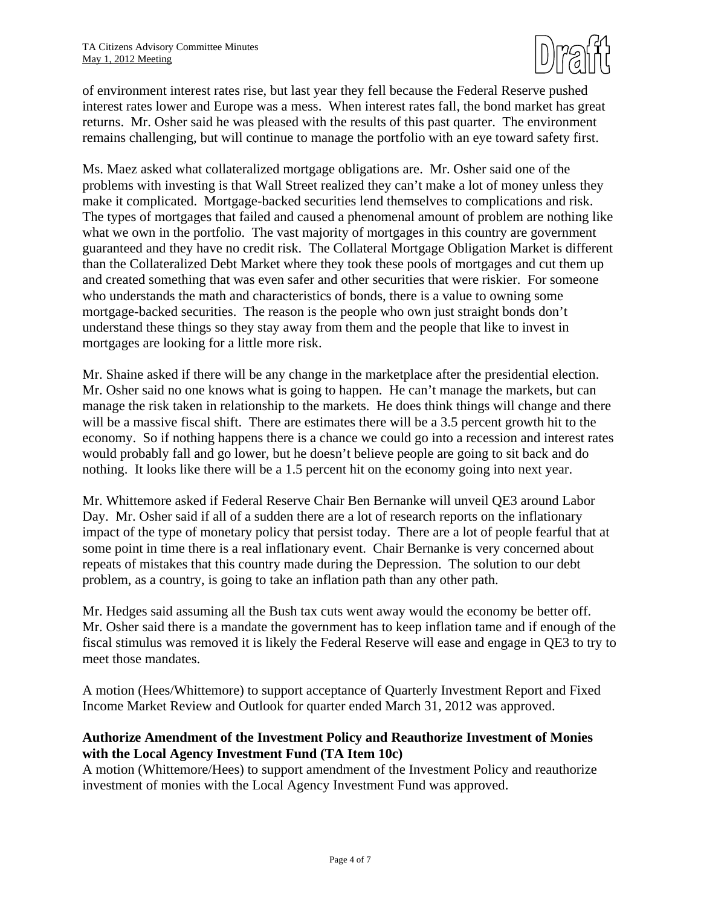of environment interest rates rise, but last year they fell because the Federal Reserve pushed interest rates lower and Europe was a mess. When interest rates fall, the bond market has great returns. Mr. Osher said he was pleased with the results of this past quarter. The environment remains challenging, but will continue to manage the portfolio with an eye toward safety first.

Ms. Maez asked what collateralized mortgage obligations are. Mr. Osher said one of the problems with investing is that Wall Street realized they can't make a lot of money unless they make it complicated. Mortgage-backed securities lend themselves to complications and risk. The types of mortgages that failed and caused a phenomenal amount of problem are nothing like what we own in the portfolio. The vast majority of mortgages in this country are government guaranteed and they have no credit risk. The Collateral Mortgage Obligation Market is different than the Collateralized Debt Market where they took these pools of mortgages and cut them up and created something that was even safer and other securities that were riskier. For someone who understands the math and characteristics of bonds, there is a value to owning some mortgage-backed securities. The reason is the people who own just straight bonds don't understand these things so they stay away from them and the people that like to invest in mortgages are looking for a little more risk.

Mr. Shaine asked if there will be any change in the marketplace after the presidential election. Mr. Osher said no one knows what is going to happen. He can't manage the markets, but can manage the risk taken in relationship to the markets. He does think things will change and there will be a massive fiscal shift. There are estimates there will be a 3.5 percent growth hit to the economy. So if nothing happens there is a chance we could go into a recession and interest rates would probably fall and go lower, but he doesn't believe people are going to sit back and do nothing. It looks like there will be a 1.5 percent hit on the economy going into next year.

Mr. Whittemore asked if Federal Reserve Chair Ben Bernanke will unveil QE3 around Labor Day. Mr. Osher said if all of a sudden there are a lot of research reports on the inflationary impact of the type of monetary policy that persist today. There are a lot of people fearful that at some point in time there is a real inflationary event. Chair Bernanke is very concerned about repeats of mistakes that this country made during the Depression. The solution to our debt problem, as a country, is going to take an inflation path than any other path.

Mr. Hedges said assuming all the Bush tax cuts went away would the economy be better off. Mr. Osher said there is a mandate the government has to keep inflation tame and if enough of the fiscal stimulus was removed it is likely the Federal Reserve will ease and engage in QE3 to try to meet those mandates.

A motion (Hees/Whittemore) to support acceptance of Quarterly Investment Report and Fixed Income Market Review and Outlook for quarter ended March 31, 2012 was approved.

**Authorize Amendment of the Investment Policy and Reauthorize Investment of Monies with the Local Agency Investment Fund (TA Item 10c)**

A motion (Whittemore/Hees) to support amendment of the Investment Policy and reauthorize investment of monies with the Local Agency Investment Fund was approved.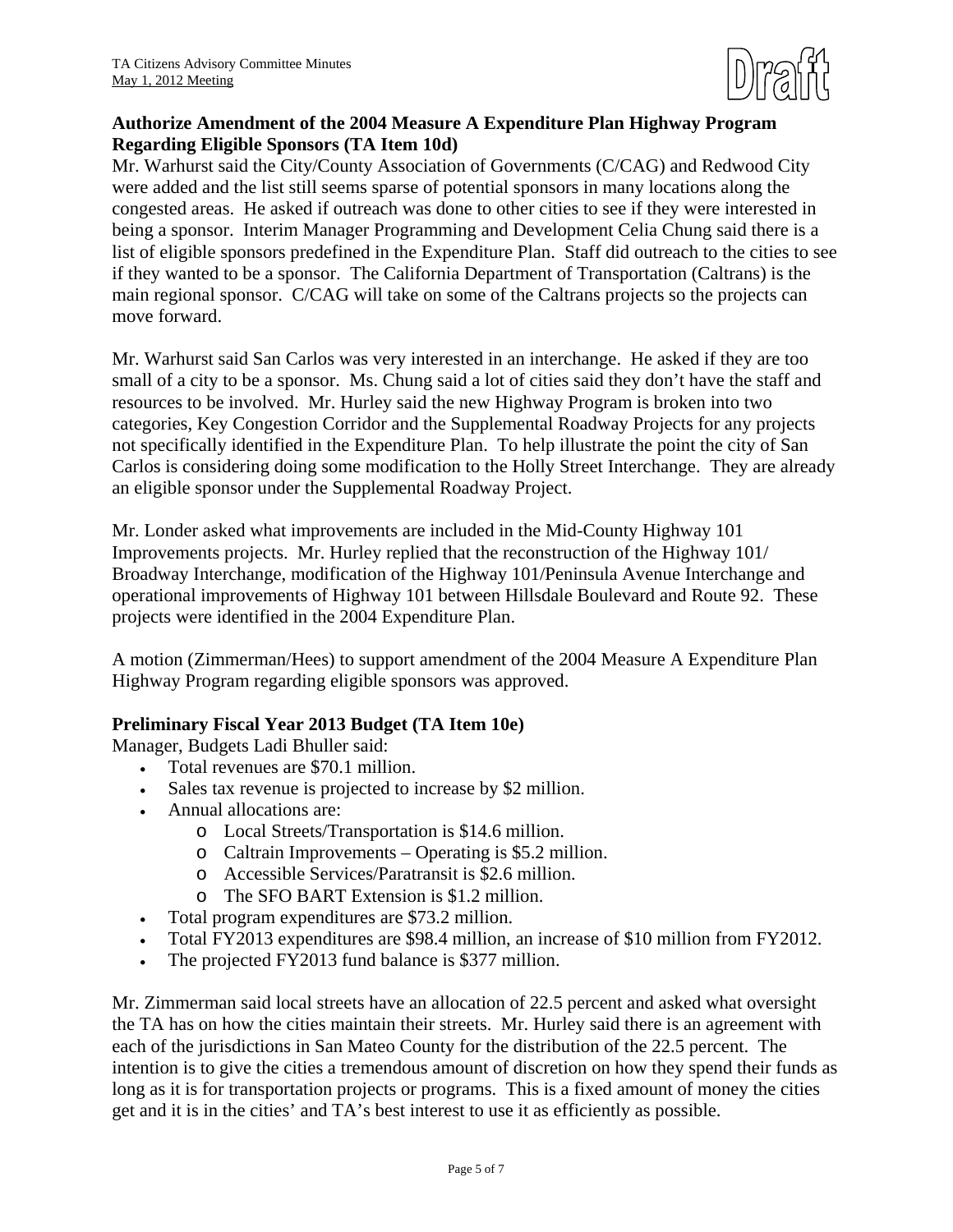**Authorize Amendment of the 2004 Measure A Expenditure Plan Highway Program Regarding Eligible Sponsors (TA Item 10d)**

Mr. Warhurst said the City/County Association of Governments (C/CAG) and Redwood City were added and the list still seems sparse of potential sponsors in many locations along the congested areas. He asked if outreach was done to other cities to see if they were interested in being a sponsor. Interim Manager Programming and Development Celia Chung said there is a list of eligible sponsors predefined in the Expenditure Plan. Staff did outreach to the cities to see if they wanted to be a sponsor. The California Department of Transportation (Caltrans) is the main regional sponsor. C/CAG will take on some of the Caltrans projects so the projects can move forward.

Mr. Warhurst said San Carlos was very interested in an interchange. He asked if they are too small of a city to be a sponsor. Ms. Chung said a lot of cities said they don't have the staff and resources to be involved. Mr. Hurley said the new Highway Program is broken into two categories, Key Congestion Corridor and the Supplemental Roadway Projects for any projects not specifically identified in the Expenditure Plan. To help illustrate the point the city of San Carlos is considering doing some modification to the Holly Street Interchange. They are already an eligible sponsor under the Supplemental Roadway Project.

Mr. Londer asked what improvements are included in the Mid-County Highway 101 Improvements projects. Mr. Hurley replied that the reconstruction of the Highway 101/ Broadway Interchange, modification of the Highway 101/Peninsula Avenue Interchange and operational improvements of Highway 101 between Hillsdale Boulevard and Route 92. These projects were identified in the 2004 Expenditure Plan.

A motion (Zimmerman/Hees) to support amendment of the 2004 Measure A Expenditure Plan Highway Program regarding eligible sponsors was approved.

**Preliminary Fiscal Year 2013 Budget (TA Item 10e)**

Manager, Budgets Ladi Bhuller said:

- Total revenues are $70.1 million.
- Sales tax revenue is projected to increase by $2 million.
- Annual allocations are:
  - Local Streets/Transportation is $14.6 million.
  - Caltrain Improvements – Operating is $5.2 million.
  - Accessible Services/Paratransit is $2.6 million.
  - The SFO BART Extension is $1.2 million.
- Total program expenditures are $73.2 million.
- Total FY2013 expenditures are $98.4 million, an increase of $10 million from FY2012.
- The projected FY2013 fund balance is $377 million.

Mr. Zimmerman said local streets have an allocation of 22.5 percent and asked what oversight the TA has on how the cities maintain their streets. Mr. Hurley said there is an agreement with each of the jurisdictions in San Mateo County for the distribution of the 22.5 percent. The intention is to give the cities a tremendous amount of discretion on how they spend their funds as long as it is for transportation projects or programs. This is a fixed amount of money the cities get and it is in the cities' and TA's best interest to use it as efficiently as possible.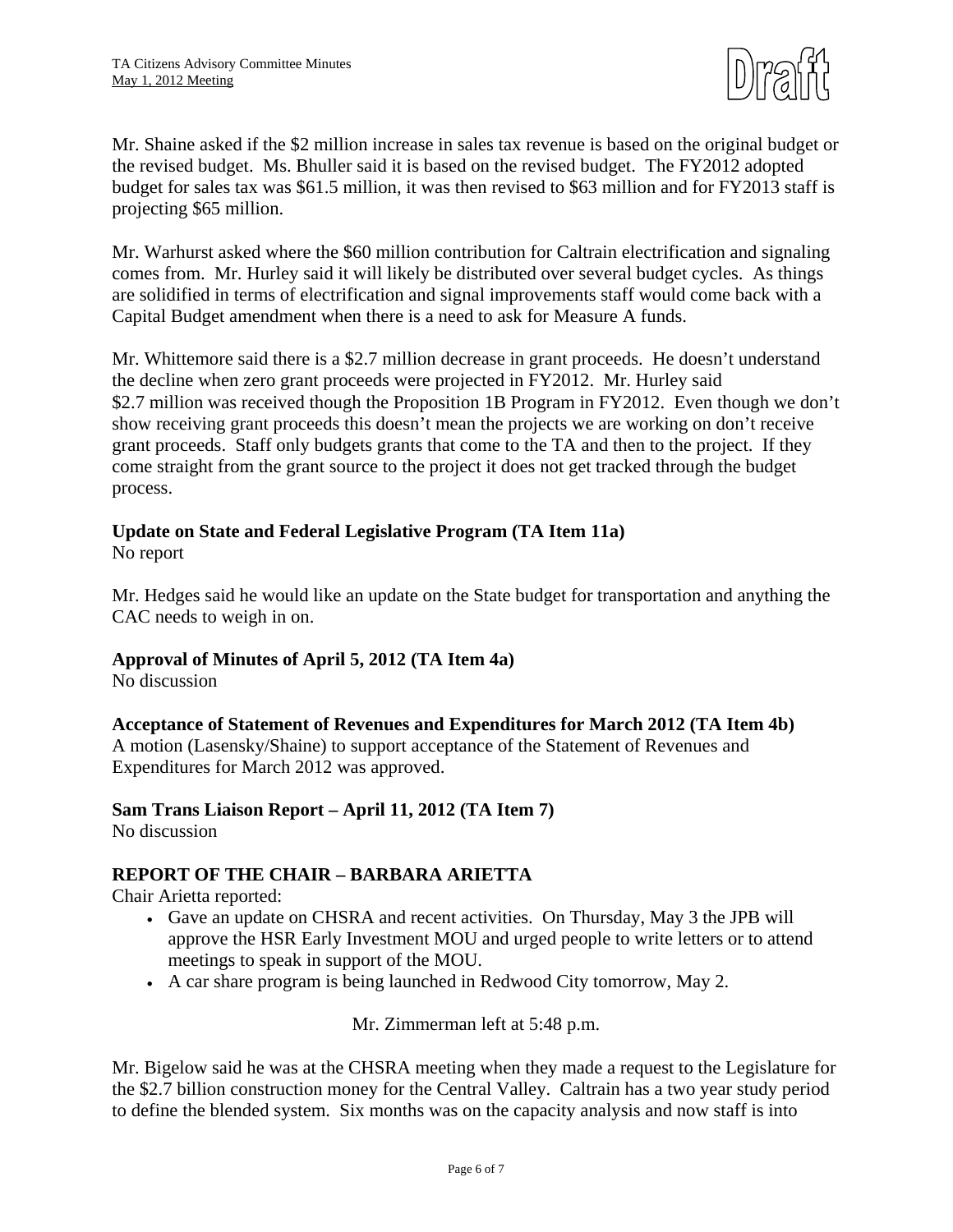Mr. Shaine asked if the $2 million increase in sales tax revenue is based on the original budget or the revised budget. Ms. Bhuller said it is based on the revised budget. The FY2012 adopted budget for sales tax was $61.5 million, it was then revised to $63 million and for FY2013 staff is projecting $65 million.

Mr. Warhurst asked where the $60 million contribution for Caltrain electrification and signaling comes from. Mr. Hurley said it will likely be distributed over several budget cycles. As things are solidified in terms of electrification and signal improvements staff would come back with a Capital Budget amendment when there is a need to ask for Measure A funds.

Mr. Whittemore said there is a $2.7 million decrease in grant proceeds. He doesn't understand the decline when zero grant proceeds were projected in FY2012. Mr. Hurley said $2.7 million was received though the Proposition 1B Program in FY2012. Even though we don't show receiving grant proceeds this doesn't mean the projects we are working on don't receive grant proceeds. Staff only budgets grants that come to the TA and then to the project. If they come straight from the grant source to the project it does not get tracked through the budget process.

**Update on State and Federal Legislative Program (TA Item 11a)**
No report

Mr. Hedges said he would like an update on the State budget for transportation and anything the CAC needs to weigh in on.

**Approval of Minutes of April 5, 2012 (TA Item 4a)**
No discussion

**Acceptance of Statement of Revenues and Expenditures for March 2012 (TA Item 4b)**
A motion (Lasensky/Shaine) to support acceptance of the Statement of Revenues and Expenditures for March 2012 was approved.

**Sam Trans Liaison Report – April 11, 2012 (TA Item 7)**
No discussion

## REPORT OF THE CHAIR – BARBARA ARIETTA

Chair Arietta reported:

- Gave an update on CHSRA and recent activities. On Thursday, May 3 the JPB will approve the HSR Early Investment MOU and urged people to write letters or to attend meetings to speak in support of the MOU.
- A car share program is being launched in Redwood City tomorrow, May 2.

Mr. Zimmerman left at 5:48 p.m.

Mr. Bigelow said he was at the CHSRA meeting when they made a request to the Legislature for the $2.7 billion construction money for the Central Valley. Caltrain has a two year study period to define the blended system. Six months was on the capacity analysis and now staff is into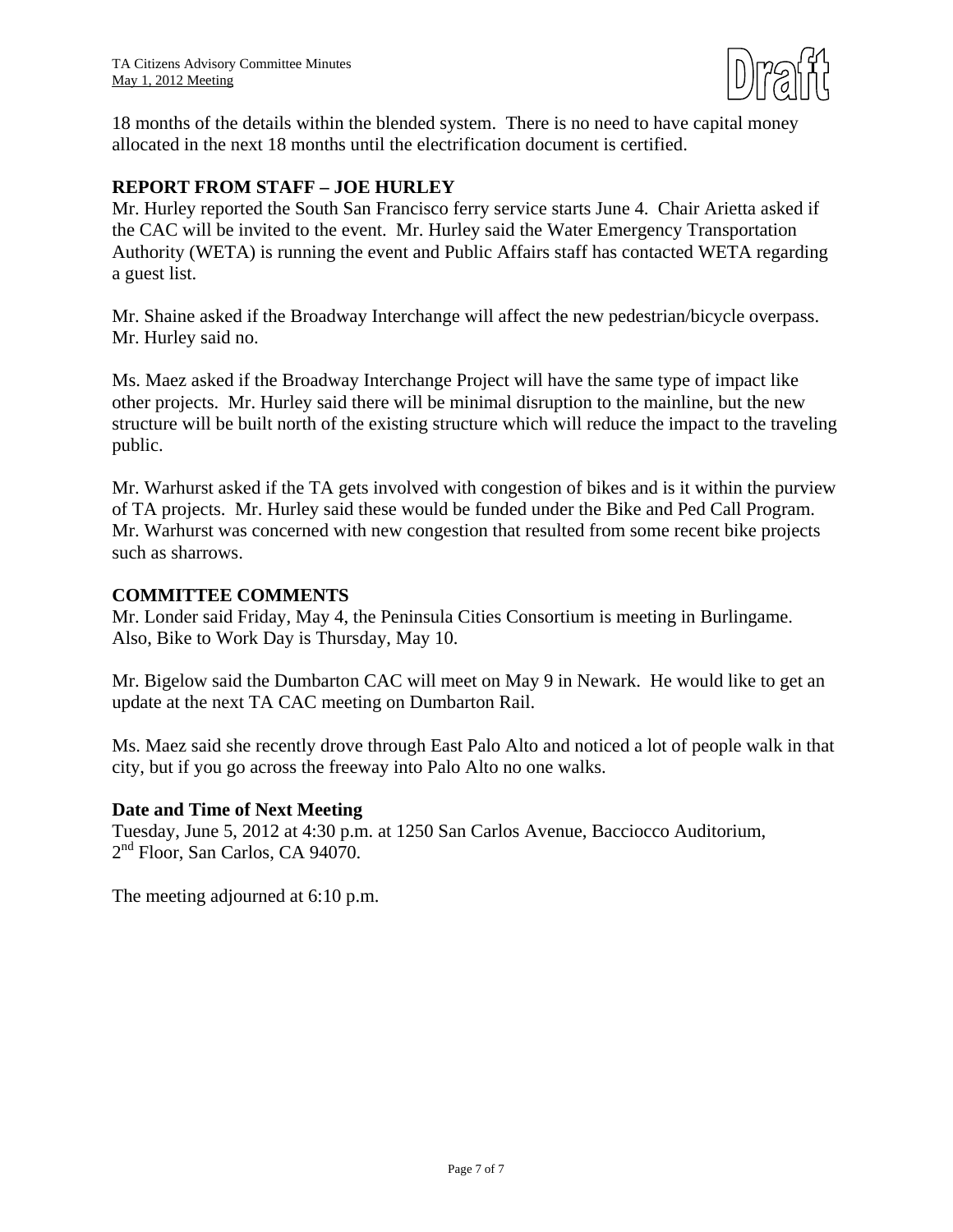18 months of the details within the blended system. There is no need to have capital money allocated in the next 18 months until the electrification document is certified.

**REPORT FROM STAFF – JOE HURLEY**

Mr. Hurley reported the South San Francisco ferry service starts June 4. Chair Arietta asked if the CAC will be invited to the event. Mr. Hurley said the Water Emergency Transportation Authority (WETA) is running the event and Public Affairs staff has contacted WETA regarding a guest list.

Mr. Shaine asked if the Broadway Interchange will affect the new pedestrian/bicycle overpass. Mr. Hurley said no.

Ms. Maez asked if the Broadway Interchange Project will have the same type of impact like other projects. Mr. Hurley said there will be minimal disruption to the mainline, but the new structure will be built north of the existing structure which will reduce the impact to the traveling public.

Mr. Warhurst asked if the TA gets involved with congestion of bikes and is it within the purview of TA projects. Mr. Hurley said these would be funded under the Bike and Ped Call Program. Mr. Warhurst was concerned with new congestion that resulted from some recent bike projects such as sharrows.

**COMMITTEE COMMENTS**

Mr. Londer said Friday, May 4, the Peninsula Cities Consortium is meeting in Burlingame. Also, Bike to Work Day is Thursday, May 10.

Mr. Bigelow said the Dumbarton CAC will meet on May 9 in Newark. He would like to get an update at the next TA CAC meeting on Dumbarton Rail.

Ms. Maez said she recently drove through East Palo Alto and noticed a lot of people walk in that city, but if you go across the freeway into Palo Alto no one walks.

**Date and Time of Next Meeting**

Tuesday, June 5, 2012 at 4:30 p.m. at 1250 San Carlos Avenue, Bacciocco Auditorium, 2nd Floor, San Carlos, CA 94070.

The meeting adjourned at 6:10 p.m.